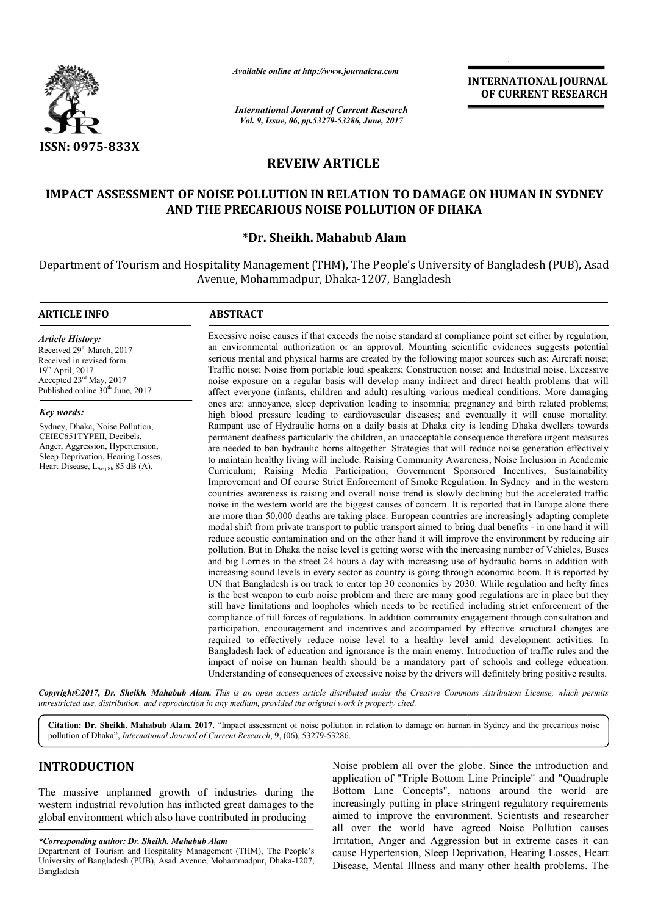ISSN: 0975-833X

*Available online at http://www.journalcra.com*

*International Journal of Current Research*
*Vol. 9, Issue, 06, pp.53279-53286, June, 2017*

**INTERNATIONAL JOURNAL OF CURRENT RESEARCH**

# REVEIW ARTICLE

# IMPACT ASSESSMENT OF NOISE POLLUTION IN RELATION TO DAMAGE ON HUMAN IN SYDNEY AND THE PRECARIOUS NOISE POLLUTION OF DHAKA

**\*Dr. Sheikh. Mahabub Alam**

Department of Tourism and Hospitality Management (THM), The People's University of Bangladesh (PUB), Asad Avenue, Mohammadpur, Dhaka-1207, Bangladesh

## ARTICLE INFO

*Article History:*
Received 29th March, 2017
Received in revised form
19th April, 2017
Accepted 23rd May, 2017
Published online 30th June, 2017

*Key words:*
Sydney, Dhaka, Noise Pollution, CEIEC651TYPEII, Decibels, Anger, Aggression, Hypertension, Sleep Deprivation, Hearing Losses, Heart Disease, $L_{Aeq,8h}$ 85 dB (A).

## ABSTRACT

Excessive noise causes if that exceeds the noise standard at compliance point set either by regulation, an environmental authorization or an approval. Mounting scientific evidences suggests potential serious mental and physical harms are created by the following major sources such as: Aircraft noise; Traffic noise; Noise from portable loud speakers; Construction noise; and Industrial noise. Excessive noise exposure on a regular basis will develop many indirect and direct health problems that will affect everyone (infants, children and adult) resulting various medical conditions. More damaging ones are: annoyance, sleep deprivation leading to insomnia; pregnancy and birth related problems; high blood pressure leading to cardiovascular diseases; and eventually it will cause mortality. Rampant use of Hydraulic horns on a daily basis at Dhaka city is leading Dhaka dwellers towards permanent deafness particularly the children, an unacceptable consequence therefore urgent measures are needed to ban hydraulic horns altogether. Strategies that will reduce noise generation effectively to maintain healthy living will include: Raising Community Awareness; Noise Inclusion in Academic Curriculum; Raising Media Participation; Government Sponsored Incentives; Sustainability Improvement and Of course Strict Enforcement of Smoke Regulation. In Sydney and in the western countries awareness is raising and overall noise trend is slowly declining but the accelerated traffic noise in the western world are the biggest causes of concern. It is reported that in Europe alone there are more than 50,000 deaths are taking place. European countries are increasingly adapting complete modal shift from private transport to public transport aimed to bring dual benefits - in one hand it will reduce acoustic contamination and on the other hand it will improve the environment by reducing air pollution. But in Dhaka the noise level is getting worse with the increasing number of Vehicles, Buses and big Lorries in the street 24 hours a day with increasing use of hydraulic horns in addition with increasing sound levels in every sector as country is going through economic boom. It is reported by UN that Bangladesh is on track to enter top 30 economies by 2030. While regulation and hefty fines is the best weapon to curb noise problem and there are many good regulations are in place but they still have limitations and loopholes which needs to be rectified including strict enforcement of the compliance of full forces of regulations. In addition community engagement through consultation and participation, encouragement and incentives and accompanied by effective structural changes are required to effectively reduce noise level to a healthy level amid development activities. In Bangladesh lack of education and ignorance is the main enemy. Introduction of traffic rules and the impact of noise on human health should be a mandatory part of schools and college education. Understanding of consequences of excessive noise by the drivers will definitely bring positive results.

***Copyright©2017, Dr. Sheikh. Mahabub Alam.*** *This is an open access article distributed under the Creative Commons Attribution License, which permits unrestricted use, distribution, and reproduction in any medium, provided the original work is properly cited.*

**Citation: Dr. Sheikh. Mahabub Alam. 2017.** "Impact assessment of noise pollution in relation to damage on human in Sydney and the precarious noise pollution of Dhaka", *International Journal of Current Research*, 9, (06), 53279-53286.

## INTRODUCTION

The massive unplanned growth of industries during the western industrial revolution has inflicted great damages to the global environment which also have contributed in producing Noise problem all over the globe. Since the introduction and application of "Triple Bottom Line Principle" and "Quadruple Bottom Line Concepts", nations around the world are increasingly putting in place stringent regulatory requirements aimed to improve the environment. Scientists and researcher all over the world have agreed Noise Pollution causes Irritation, Anger and Aggression but in extreme cases it can cause Hypertension, Sleep Deprivation, Hearing Losses, Heart Disease, Mental Illness and many other health problems. The

*\*Corresponding author: Dr. Sheikh. Mahabub Alam*
Department of Tourism and Hospitality Management (THM), The People's University of Bangladesh (PUB), Asad Avenue, Mohammadpur, Dhaka-1207, Bangladesh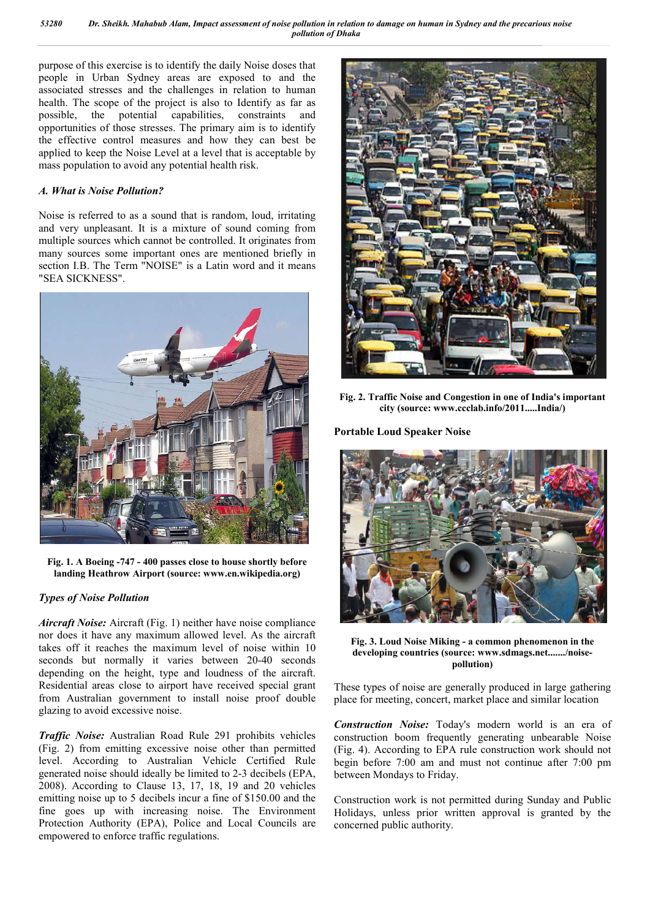purpose of this exercise is to identify the daily Noise doses that people in Urban Sydney areas are exposed to and the associated stresses and the challenges in relation to human health. The scope of the project is also to Identify as far as possible, the potential capabilities, constraints and opportunities of those stresses. The primary aim is to identify the effective control measures and how they can best be applied to keep the Noise Level at a level that is acceptable by mass population to avoid any potential health risk.

### *A. What is Noise Pollution?*

Noise is referred to as a sound that is random, loud, irritating and very unpleasant. It is a mixture of sound coming from multiple sources which cannot be controlled. It originates from many sources some important ones are mentioned briefly in section I.B. The Term "NOISE" is a Latin word and it means "SEA SICKNESS".

**Fig. 1. A Boeing -747 - 400 passes close to house shortly before landing Heathrow Airport (source: www.en.wikipedia.org)**

### *Types of Noise Pollution*

***Aircraft Noise:*** Aircraft (Fig. 1) neither have noise compliance nor does it have any maximum allowed level. As the aircraft takes off it reaches the maximum level of noise within 10 seconds but normally it varies between 20-40 seconds depending on the height, type and loudness of the aircraft. Residential areas close to airport have received special grant from Australian government to install noise proof double glazing to avoid excessive noise.

***Traffic Noise:*** Australian Road Rule 291 prohibits vehicles (Fig. 2) from emitting excessive noise other than permitted level. According to Australian Vehicle Certified Rule generated noise should ideally be limited to 2-3 decibels (EPA, 2008). According to Clause 13, 17, 18, 19 and 20 vehicles emitting noise up to 5 decibels incur a fine of $150.00 and the fine goes up with increasing noise. The Environment Protection Authority (EPA), Police and Local Councils are empowered to enforce traffic regulations.

**Fig. 2. Traffic Noise and Congestion in one of India's important city (source: www.ccclab.info/2011.....India/)**

**Portable Loud Speaker Noise**

**Fig. 3. Loud Noise Miking - a common phenomenon in the developing countries (source: www.sdmags.net......./noise-pollution)**

These types of noise are generally produced in large gathering place for meeting, concert, market place and similar location

***Construction Noise:*** Today's modern world is an era of construction boom frequently generating unbearable Noise (Fig. 4). According to EPA rule construction work should not begin before 7:00 am and must not continue after 7:00 pm between Mondays to Friday.

Construction work is not permitted during Sunday and Public Holidays, unless prior written approval is granted by the concerned public authority.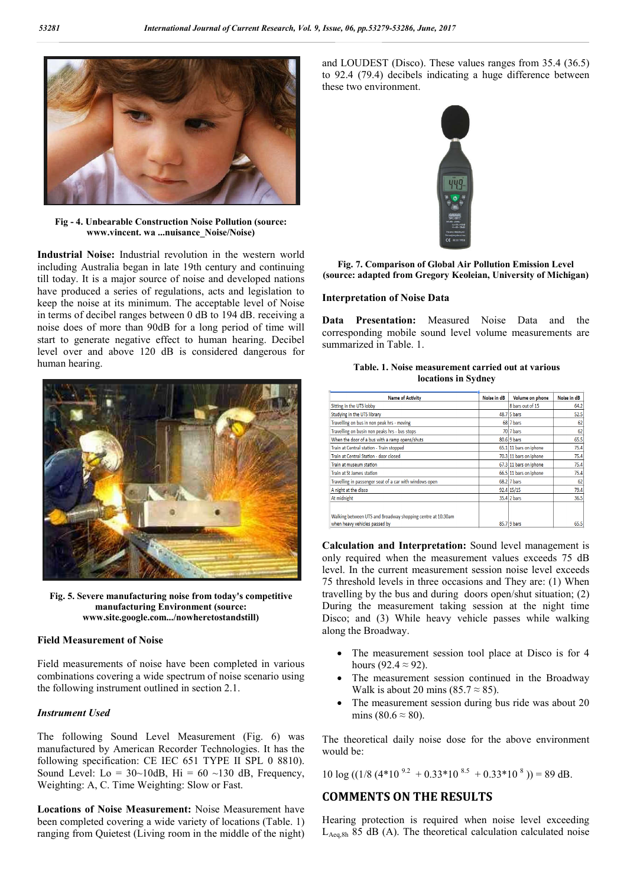Fig - 4. Unbearable Construction Noise Pollution (source: www.vincent. wa ...nuisance_Noise/Noise)

**Industrial Noise:** Industrial revolution in the western world including Australia began in late 19th century and continuing till today. It is a major source of noise and developed nations have produced a series of regulations, acts and legislation to keep the noise at its minimum. The acceptable level of Noise in terms of decibel ranges between 0 dB to 194 dB. receiving a noise does of more than 90dB for a long period of time will start to generate negative effect to human hearing. Decibel level over and above 120 dB is considered dangerous for human hearing.

Fig. 5. Severe manufacturing noise from today's competitive manufacturing Environment (source: www.site.google.com.../nowheretostandstill)

### Field Measurement of Noise

Field measurements of noise have been completed in various combinations covering a wide spectrum of noise scenario using the following instrument outlined in section 2.1.

#### *Instrument Used*

The following Sound Level Measurement (Fig. 6) was manufactured by American Recorder Technologies. It has the following specification: CE IEC 651 TYPE II SPL 0 8810). Sound Level: Lo = 30~10dB, Hi = 60 ~130 dB, Frequency, Weighting: A, C. Time Weighting: Slow or Fast.

**Locations of Noise Measurement:** Noise Measurement have been completed covering a wide variety of locations (Table. 1) ranging from Quietest (Living room in the middle of the night) and LOUDEST (Disco). These values ranges from 35.4 (36.5) to 92.4 (79.4) decibels indicating a huge difference between these two environment.

Fig. 7. Comparison of Global Air Pollution Emission Level (source: adapted from Gregory Keoleian, University of Michigan)

### Interpretation of Noise Data

**Data Presentation:** Measured Noise Data and the corresponding mobile sound level volume measurements are summarized in Table. 1.

Table. 1. Noise measurement carried out at various locations in Sydney

| Name of Activity | Noise in dB | Volume on phone | Noise in dB |
|---|---|---|---|
| Sitting in the UTS lobby | | 8 bars out of 15 | 64.2 |
| Studying in the UTS library | 48.7 | 5 bars | 52.5 |
| Travelling on bus in non peak hrs - moving | 68 | 7 bars | 62 |
| Travelling on busin non peaks hrs - bus stops | 70 | 7 bars | 62 |
| When the door of a bus with a ramp opens/shuts | 80.6 | 9 bars | 65.5 |
| Train at Central station - Train stopped | 65.1 | 11 bars on iphone | 75.4 |
| Train at Central Station - door closed | 70.3 | 11 bars on iphone | 75.4 |
| Train at museum station | 67.3 | 11 bars on iphone | 75.4 |
| Train at St James station | 66.5 | 11 bars on iphone | 75.4 |
| Travelling in passenger seat of a car with windows open | 68.2 | 7 bars | 62 |
| A night at the disco | 92.4 | 15/15 | 79.4 |
| At midnight | 35.4 | 2 bars | 36.5 |
| Walking between UTS and Broadway shopping centre at 10:30am when heavy vehicles passed by | 85.7 | 9 bars | 65.5 |

**Calculation and Interpretation:** Sound level management is only required when the measurement values exceeds 75 dB level. In the current measurement session noise level exceeds 75 threshold levels in three occasions and They are: (1) When travelling by the bus and during doors open/shut situation; (2) During the measurement taking session at the night time Disco; and (3) While heavy vehicle passes while walking along the Broadway.

- The measurement session tool place at Disco is for 4 hours (92.4 ≈ 92).
- The measurement session continued in the Broadway Walk is about 20 mins (85.7 ≈ 85).
- The measurement session during bus ride was about 20 mins (80.6 ≈ 80).

The theoretical daily noise dose for the above environment would be:

$$10 \log ((1/8 (4*10^{9.2} + 0.33*10^{8.5} + 0.33*10^{8})) = 89 \text{ dB}.$$

## COMMENTS ON THE RESULTS

Hearing protection is required when noise level exceeding $L_{Aeq,8h}$ 85 dB (A). The theoretical calculation calculated noise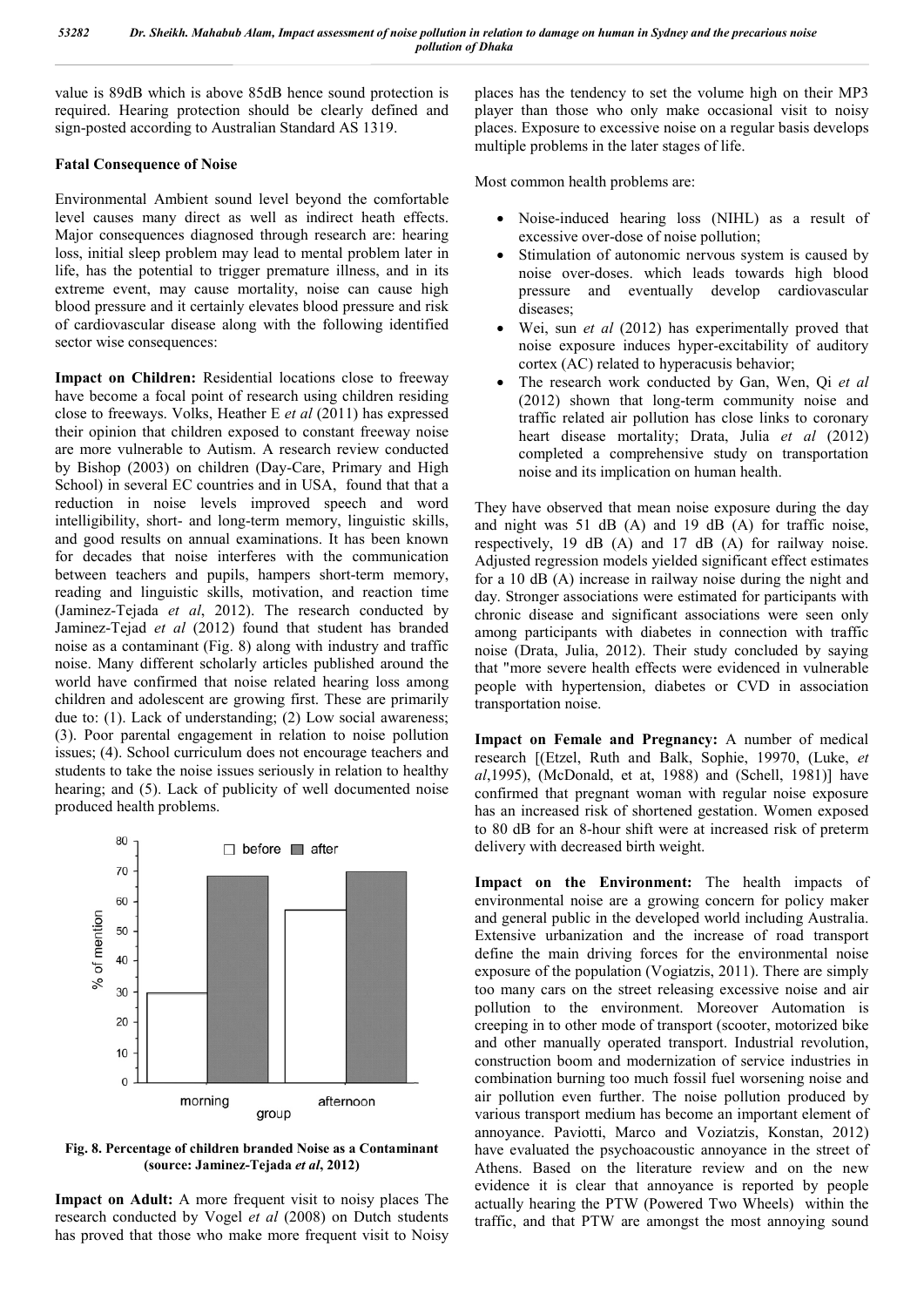value is 89dB which is above 85dB hence sound protection is required. Hearing protection should be clearly defined and sign-posted according to Australian Standard AS 1319.

### Fatal Consequence of Noise

Environmental Ambient sound level beyond the comfortable level causes many direct as well as indirect heath effects. Major consequences diagnosed through research are: hearing loss, initial sleep problem may lead to mental problem later in life, has the potential to trigger premature illness, and in its extreme event, may cause mortality, noise can cause high blood pressure and it certainly elevates blood pressure and risk of cardiovascular disease along with the following identified sector wise consequences:

**Impact on Children:** Residential locations close to freeway have become a focal point of research using children residing close to freeways. Volks, Heather E *et al* (2011) has expressed their opinion that children exposed to constant freeway noise are more vulnerable to Autism. A research review conducted by Bishop (2003) on children (Day-Care, Primary and High School) in several EC countries and in USA, found that that a reduction in noise levels improved speech and word intelligibility, short- and long-term memory, linguistic skills, and good results on annual examinations. It has been known for decades that noise interferes with the communication between teachers and pupils, hampers short-term memory, reading and linguistic skills, motivation, and reaction time (Jaminez-Tejada *et al*, 2012). The research conducted by Jaminez-Tejad *et al* (2012) found that student has branded noise as a contaminant (Fig. 8) along with industry and traffic noise. Many different scholarly articles published around the world have confirmed that noise related hearing loss among children and adolescent are growing first. These are primarily due to: (1). Lack of understanding; (2) Low social awareness; (3). Poor parental engagement in relation to noise pollution issues; (4). School curriculum does not encourage teachers and students to take the noise issues seriously in relation to healthy hearing; and (5). Lack of publicity of well documented noise produced health problems.

**Fig. 8. Percentage of children branded Noise as a Contaminant (source: Jaminez-Tejada *et al*, 2012)**

**Impact on Adult:** A more frequent visit to noisy places The research conducted by Vogel *et al* (2008) on Dutch students has proved that those who make more frequent visit to Noisy places has the tendency to set the volume high on their MP3 player than those who only make occasional visit to noisy places. Exposure to excessive noise on a regular basis develops multiple problems in the later stages of life.

Most common health problems are:

- Noise-induced hearing loss (NIHL) as a result of excessive over-dose of noise pollution;
- Stimulation of autonomic nervous system is caused by noise over-doses. which leads towards high blood pressure and eventually develop cardiovascular diseases;
- Wei, sun *et al* (2012) has experimentally proved that noise exposure induces hyper-excitability of auditory cortex (AC) related to hyperacusis behavior;
- The research work conducted by Gan, Wen, Qi *et al* (2012) shown that long-term community noise and traffic related air pollution has close links to coronary heart disease mortality; Drata, Julia *et al* (2012) completed a comprehensive study on transportation noise and its implication on human health.

They have observed that mean noise exposure during the day and night was 51 dB (A) and 19 dB (A) for traffic noise, respectively, 19 dB (A) and 17 dB (A) for railway noise. Adjusted regression models yielded significant effect estimates for a 10 dB (A) increase in railway noise during the night and day. Stronger associations were estimated for participants with chronic disease and significant associations were seen only among participants with diabetes in connection with traffic noise (Drata, Julia, 2012). Their study concluded by saying that "more severe health effects were evidenced in vulnerable people with hypertension, diabetes or CVD in association transportation noise.

**Impact on Female and Pregnancy:** A number of medical research [(Etzel, Ruth and Balk, Sophie, 19970, (Luke, *et al*,1995), (McDonald, et at, 1988) and (Schell, 1981)] have confirmed that pregnant woman with regular noise exposure has an increased risk of shortened gestation. Women exposed to 80 dB for an 8-hour shift were at increased risk of preterm delivery with decreased birth weight.

**Impact on the Environment:** The health impacts of environmental noise are a growing concern for policy maker and general public in the developed world including Australia. Extensive urbanization and the increase of road transport define the main driving forces for the environmental noise exposure of the population (Vogiatzis, 2011). There are simply too many cars on the street releasing excessive noise and air pollution to the environment. Moreover Automation is creeping in to other mode of transport (scooter, motorized bike and other manually operated transport. Industrial revolution, construction boom and modernization of service industries in combination burning too much fossil fuel worsening noise and air pollution even further. The noise pollution produced by various transport medium has become an important element of annoyance. Paviotti, Marco and Voziatzis, Konstan, 2012) have evaluated the psychoacoustic annoyance in the street of Athens. Based on the literature review and on the new evidence it is clear that annoyance is reported by people actually hearing the PTW (Powered Two Wheels) within the traffic, and that PTW are amongst the most annoying sound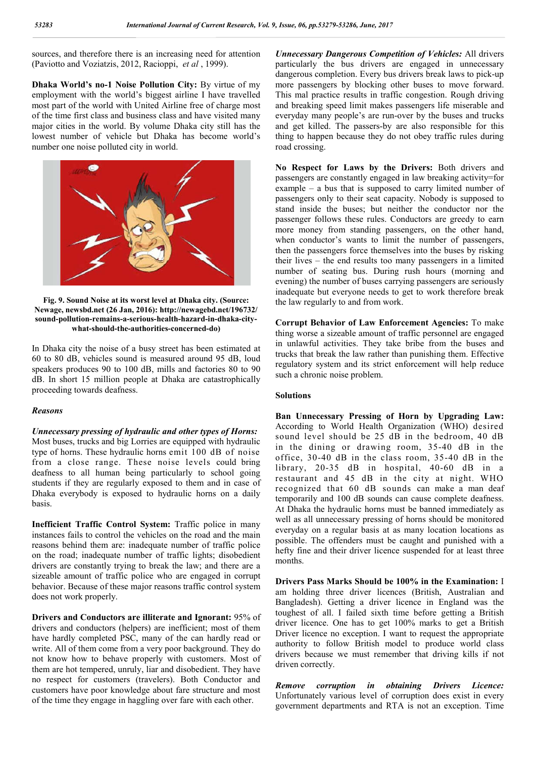sources, and therefore there is an increasing need for attention (Paviotto and Voziatzis, 2012, Racioppi, *et al* , 1999).

**Dhaka World's no-1 Noise Pollution City:** By virtue of my employment with the world's biggest airline I have travelled most part of the world with United Airline free of charge most of the time first class and business class and have visited many major cities in the world. By volume Dhaka city still has the lowest number of vehicle but Dhaka has become world's number one noise polluted city in world.

**Fig. 9. Sound Noise at its worst level at Dhaka city. (Source: Newage, newsbd.net (26 Jan, 2016): http://newagebd.net/196732/sound-pollution-remains-a-serious-health-hazard-in-dhaka-city-what-should-the-authorities-concerned-do)**

In Dhaka city the noise of a busy street has been estimated at 60 to 80 dB, vehicles sound is measured around 95 dB, loud speakers produces 90 to 100 dB, mills and factories 80 to 90 dB. In short 15 million people at Dhaka are catastrophically proceeding towards deafness.

### *Reasons*

***Unnecessary pressing of hydraulic and other types of Horns:*** Most buses, trucks and big Lorries are equipped with hydraulic type of horns. These hydraulic horns emit 100 dB of noise from a close range. These noise levels could bring deafness to all human being particularly to school going students if they are regularly exposed to them and in case of Dhaka everybody is exposed to hydraulic horns on a daily basis.

**Inefficient Traffic Control System:** Traffic police in many instances fails to control the vehicles on the road and the main reasons behind them are: inadequate number of traffic police on the road; inadequate number of traffic lights; disobedient drivers are constantly trying to break the law; and there are a sizeable amount of traffic police who are engaged in corrupt behavior. Because of these major reasons traffic control system does not work properly.

**Drivers and Conductors are illiterate and Ignorant:** 95% of drivers and conductors (helpers) are inefficient; most of them have hardly completed PSC, many of the can hardly read or write. All of them come from a very poor background. They do not know how to behave properly with customers. Most of them are hot tempered, unruly, liar and disobedient. They have no respect for customers (travelers). Both Conductor and customers have poor knowledge about fare structure and most of the time they engage in haggling over fare with each other.

***Unnecessary Dangerous Competition of Vehicles:*** All drivers particularly the bus drivers are engaged in unnecessary dangerous completion. Every bus drivers break laws to pick-up more passengers by blocking other buses to move forward. This mal practice results in traffic congestion. Rough driving and breaking speed limit makes passengers life miserable and everyday many people's are run-over by the buses and trucks and get killed. The passers-by are also responsible for this thing to happen because they do not obey traffic rules during road crossing.

**No Respect for Laws by the Drivers:** Both drivers and passengers are constantly engaged in law breaking activity=for example – a bus that is supposed to carry limited number of passengers only to their seat capacity. Nobody is supposed to stand inside the buses; but neither the conductor nor the passenger follows these rules. Conductors are greedy to earn more money from standing passengers, on the other hand, when conductor's wants to limit the number of passengers, then the passengers force themselves into the buses by risking their lives – the end results too many passengers in a limited number of seating bus. During rush hours (morning and evening) the number of buses carrying passengers are seriously inadequate but everyone needs to get to work therefore break the law regularly to and from work.

**Corrupt Behavior of Law Enforcement Agencies:** To make thing worse a sizeable amount of traffic personnel are engaged in unlawful activities. They take bribe from the buses and trucks that break the law rather than punishing them. Effective regulatory system and its strict enforcement will help reduce such a chronic noise problem.

### **Solutions**

**Ban Unnecessary Pressing of Horn by Upgrading Law:** According to World Health Organization (WHO) desired sound level should be 25 dB in the bedroom, 40 dB in the dining or drawing room, 35-40 dB in the office, 30-40 dB in the class room, 35-40 dB in the library, 20-35 dB in hospital, 40-60 dB in a restaurant and 45 dB in the city at night. WHO recognized that 60 dB sounds can make a man deaf temporarily and 100 dB sounds can cause complete deafness. At Dhaka the hydraulic horns must be banned immediately as well as all unnecessary pressing of horns should be monitored everyday on a regular basis at as many location locations as possible. The offenders must be caught and punished with a hefty fine and their driver licence suspended for at least three months.

**Drivers Pass Marks Should be 100% in the Examination:** I am holding three driver licences (British, Australian and Bangladesh). Getting a driver licence in England was the toughest of all. I failed sixth time before getting a British driver licence. One has to get 100% marks to get a British Driver licence no exception. I want to request the appropriate authority to follow British model to produce world class drivers because we must remember that driving kills if not driven correctly.

***Remove corruption in obtaining Drivers Licence:*** Unfortunately various level of corruption does exist in every government departments and RTA is not an exception. Time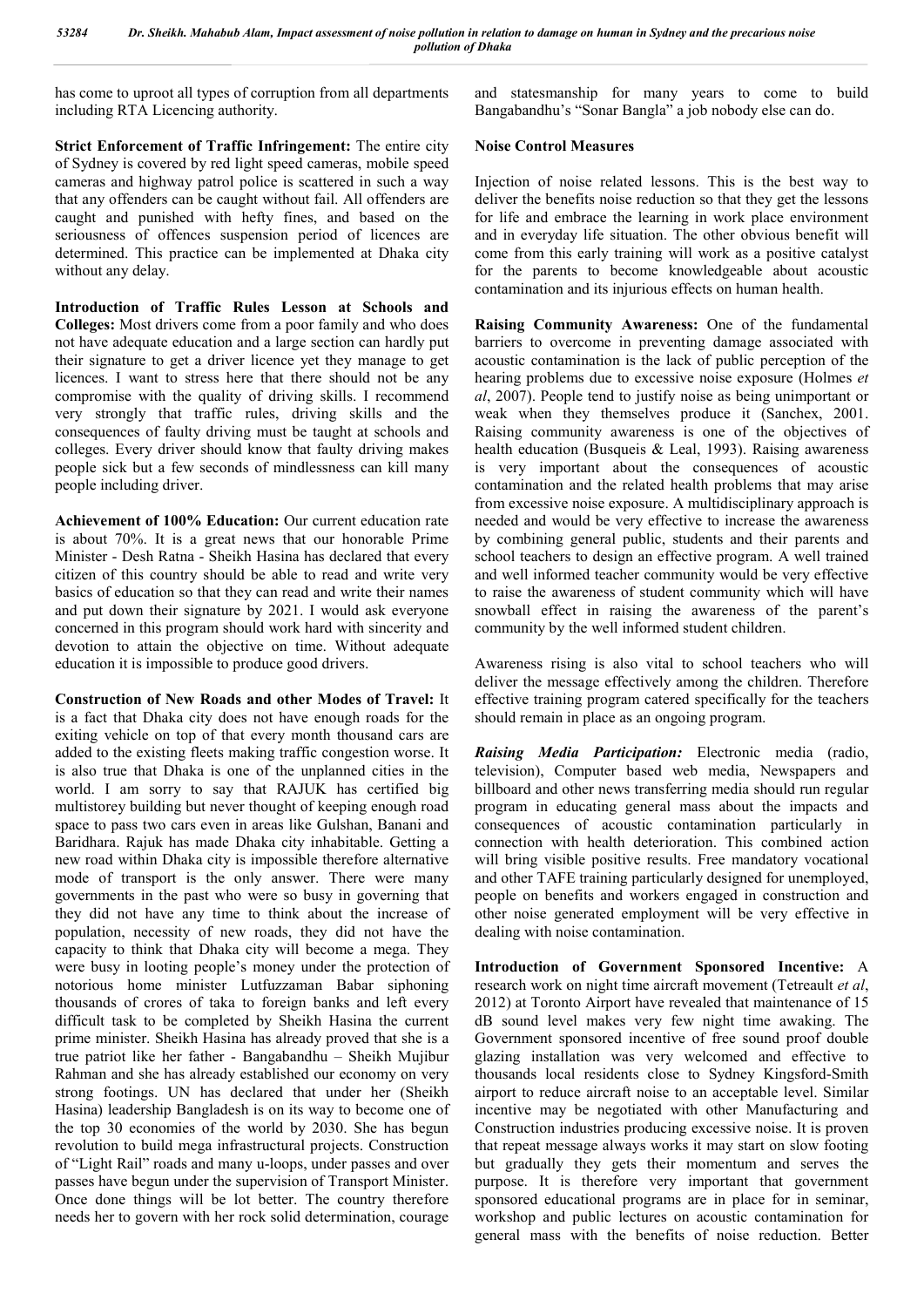has come to uproot all types of corruption from all departments including RTA Licencing authority.

**Strict Enforcement of Traffic Infringement:** The entire city of Sydney is covered by red light speed cameras, mobile speed cameras and highway patrol police is scattered in such a way that any offenders can be caught without fail. All offenders are caught and punished with hefty fines, and based on the seriousness of offences suspension period of licences are determined. This practice can be implemented at Dhaka city without any delay.

**Introduction of Traffic Rules Lesson at Schools and Colleges:** Most drivers come from a poor family and who does not have adequate education and a large section can hardly put their signature to get a driver licence yet they manage to get licences. I want to stress here that there should not be any compromise with the quality of driving skills. I recommend very strongly that traffic rules, driving skills and the consequences of faulty driving must be taught at schools and colleges. Every driver should know that faulty driving makes people sick but a few seconds of mindlessness can kill many people including driver.

**Achievement of 100% Education:** Our current education rate is about 70%. It is a great news that our honorable Prime Minister - Desh Ratna - Sheikh Hasina has declared that every citizen of this country should be able to read and write very basics of education so that they can read and write their names and put down their signature by 2021. I would ask everyone concerned in this program should work hard with sincerity and devotion to attain the objective on time. Without adequate education it is impossible to produce good drivers.

**Construction of New Roads and other Modes of Travel:** It is a fact that Dhaka city does not have enough roads for the exiting vehicle on top of that every month thousand cars are added to the existing fleets making traffic congestion worse. It is also true that Dhaka is one of the unplanned cities in the world. I am sorry to say that RAJUK has certified big multistorey building but never thought of keeping enough road space to pass two cars even in areas like Gulshan, Banani and Baridhara. Rajuk has made Dhaka city inhabitable. Getting a new road within Dhaka city is impossible therefore alternative mode of transport is the only answer. There were many governments in the past who were so busy in governing that they did not have any time to think about the increase of population, necessity of new roads, they did not have the capacity to think that Dhaka city will become a mega. They were busy in looting people's money under the protection of notorious home minister Lutfuzzaman Babar siphoning thousands of crores of taka to foreign banks and left every difficult task to be completed by Sheikh Hasina the current prime minister. Sheikh Hasina has already proved that she is a true patriot like her father - Bangabandhu – Sheikh Mujibur Rahman and she has already established our economy on very strong footings. UN has declared that under her (Sheikh Hasina) leadership Bangladesh is on its way to become one of the top 30 economies of the world by 2030. She has begun revolution to build mega infrastructural projects. Construction of "Light Rail" roads and many u-loops, under passes and over passes have begun under the supervision of Transport Minister. Once done things will be lot better. The country therefore needs her to govern with her rock solid determination, courage and statesmanship for many years to come to build Bangabandhu's "Sonar Bangla" a job nobody else can do.

**Noise Control Measures**

Injection of noise related lessons. This is the best way to deliver the benefits noise reduction so that they get the lessons for life and embrace the learning in work place environment and in everyday life situation. The other obvious benefit will come from this early training will work as a positive catalyst for the parents to become knowledgeable about acoustic contamination and its injurious effects on human health.

**Raising Community Awareness:** One of the fundamental barriers to overcome in preventing damage associated with acoustic contamination is the lack of public perception of the hearing problems due to excessive noise exposure (Holmes *et al*, 2007). People tend to justify noise as being unimportant or weak when they themselves produce it (Sanchex, 2001. Raising community awareness is one of the objectives of health education (Busqueis & Leal, 1993). Raising awareness is very important about the consequences of acoustic contamination and the related health problems that may arise from excessive noise exposure. A multidisciplinary approach is needed and would be very effective to increase the awareness by combining general public, students and their parents and school teachers to design an effective program. A well trained and well informed teacher community would be very effective to raise the awareness of student community which will have snowball effect in raising the awareness of the parent's community by the well informed student children.

Awareness rising is also vital to school teachers who will deliver the message effectively among the children. Therefore effective training program catered specifically for the teachers should remain in place as an ongoing program.

***Raising Media Participation:*** Electronic media (radio, television), Computer based web media, Newspapers and billboard and other news transferring media should run regular program in educating general mass about the impacts and consequences of acoustic contamination particularly in connection with health deterioration. This combined action will bring visible positive results. Free mandatory vocational and other TAFE training particularly designed for unemployed, people on benefits and workers engaged in construction and other noise generated employment will be very effective in dealing with noise contamination.

**Introduction of Government Sponsored Incentive:** A research work on night time aircraft movement (Tetreault *et al*, 2012) at Toronto Airport have revealed that maintenance of 15 dB sound level makes very few night time awaking. The Government sponsored incentive of free sound proof double glazing installation was very welcomed and effective to thousands local residents close to Sydney Kingsford-Smith airport to reduce aircraft noise to an acceptable level. Similar incentive may be negotiated with other Manufacturing and Construction industries producing excessive noise. It is proven that repeat message always works it may start on slow footing but gradually they gets their momentum and serves the purpose. It is therefore very important that government sponsored educational programs are in place for in seminar, workshop and public lectures on acoustic contamination for general mass with the benefits of noise reduction. Better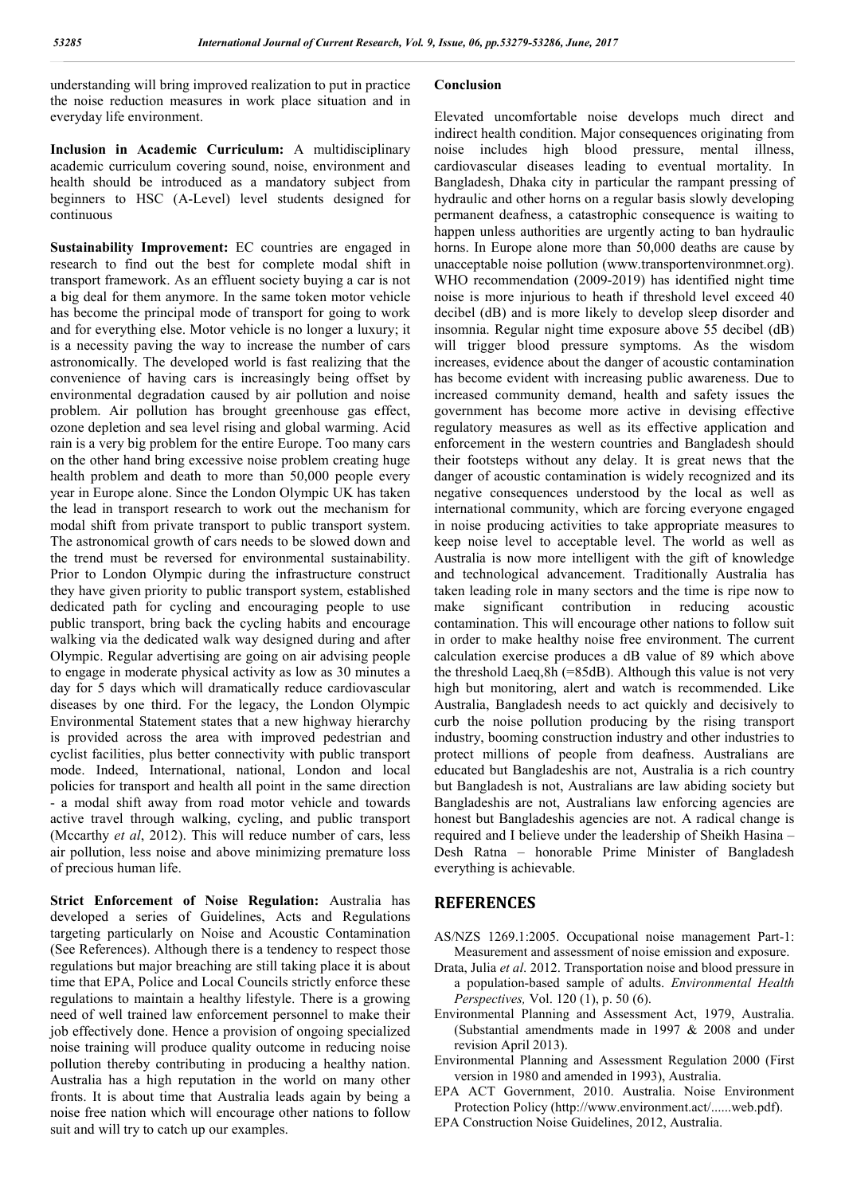understanding will bring improved realization to put in practice the noise reduction measures in work place situation and in everyday life environment.

**Inclusion in Academic Curriculum:** A multidisciplinary academic curriculum covering sound, noise, environment and health should be introduced as a mandatory subject from beginners to HSC (A-Level) level students designed for continuous

**Sustainability Improvement:** EC countries are engaged in research to find out the best for complete modal shift in transport framework. As an effluent society buying a car is not a big deal for them anymore. In the same token motor vehicle has become the principal mode of transport for going to work and for everything else. Motor vehicle is no longer a luxury; it is a necessity paving the way to increase the number of cars astronomically. The developed world is fast realizing that the convenience of having cars is increasingly being offset by environmental degradation caused by air pollution and noise problem. Air pollution has brought greenhouse gas effect, ozone depletion and sea level rising and global warming. Acid rain is a very big problem for the entire Europe. Too many cars on the other hand bring excessive noise problem creating huge health problem and death to more than 50,000 people every year in Europe alone. Since the London Olympic UK has taken the lead in transport research to work out the mechanism for modal shift from private transport to public transport system. The astronomical growth of cars needs to be slowed down and the trend must be reversed for environmental sustainability. Prior to London Olympic during the infrastructure construct they have given priority to public transport system, established dedicated path for cycling and encouraging people to use public transport, bring back the cycling habits and encourage walking via the dedicated walk way designed during and after Olympic. Regular advertising are going on air advising people to engage in moderate physical activity as low as 30 minutes a day for 5 days which will dramatically reduce cardiovascular diseases by one third. For the legacy, the London Olympic Environmental Statement states that a new highway hierarchy is provided across the area with improved pedestrian and cyclist facilities, plus better connectivity with public transport mode. Indeed, International, national, London and local policies for transport and health all point in the same direction - a modal shift away from road motor vehicle and towards active travel through walking, cycling, and public transport (Mccarthy *et al*, 2012). This will reduce number of cars, less air pollution, less noise and above minimizing premature loss of precious human life.

**Strict Enforcement of Noise Regulation:** Australia has developed a series of Guidelines, Acts and Regulations targeting particularly on Noise and Acoustic Contamination (See References). Although there is a tendency to respect those regulations but major breaching are still taking place it is about time that EPA, Police and Local Councils strictly enforce these regulations to maintain a healthy lifestyle. There is a growing need of well trained law enforcement personnel to make their job effectively done. Hence a provision of ongoing specialized noise training will produce quality outcome in reducing noise pollution thereby contributing in producing a healthy nation. Australia has a high reputation in the world on many other fronts. It is about time that Australia leads again by being a noise free nation which will encourage other nations to follow suit and will try to catch up our examples.

## Conclusion

Elevated uncomfortable noise develops much direct and indirect health condition. Major consequences originating from noise includes high blood pressure, mental illness, cardiovascular diseases leading to eventual mortality. In Bangladesh, Dhaka city in particular the rampant pressing of hydraulic and other horns on a regular basis slowly developing permanent deafness, a catastrophic consequence is waiting to happen unless authorities are urgently acting to ban hydraulic horns. In Europe alone more than 50,000 deaths are cause by unacceptable noise pollution (www.transportenvironmnet.org). WHO recommendation (2009-2019) has identified night time noise is more injurious to heath if threshold level exceed 40 decibel (dB) and is more likely to develop sleep disorder and insomnia. Regular night time exposure above 55 decibel (dB) will trigger blood pressure symptoms. As the wisdom increases, evidence about the danger of acoustic contamination has become evident with increasing public awareness. Due to increased community demand, health and safety issues the government has become more active in devising effective regulatory measures as well as its effective application and enforcement in the western countries and Bangladesh should their footsteps without any delay. It is great news that the danger of acoustic contamination is widely recognized and its negative consequences understood by the local as well as international community, which are forcing everyone engaged in noise producing activities to take appropriate measures to keep noise level to acceptable level. The world as well as Australia is now more intelligent with the gift of knowledge and technological advancement. Traditionally Australia has taken leading role in many sectors and the time is ripe now to make significant contribution in reducing acoustic contamination. This will encourage other nations to follow suit in order to make healthy noise free environment. The current calculation exercise produces a dB value of 89 which above the threshold Laeq,8h (=85dB). Although this value is not very high but monitoring, alert and watch is recommended. Like Australia, Bangladesh needs to act quickly and decisively to curb the noise pollution producing by the rising transport industry, booming construction industry and other industries to protect millions of people from deafness. Australians are educated but Bangladeshis are not, Australia is a rich country but Bangladesh is not, Australians are law abiding society but Bangladeshis are not, Australians law enforcing agencies are honest but Bangladeshis agencies are not. A radical change is required and I believe under the leadership of Sheikh Hasina – Desh Ratna – honorable Prime Minister of Bangladesh everything is achievable.

## REFERENCES

AS/NZS 1269.1:2005. Occupational noise management Part-1: Measurement and assessment of noise emission and exposure.

Drata, Julia *et al*. 2012. Transportation noise and blood pressure in a population-based sample of adults. *Environmental Health Perspectives,* Vol. 120 (1), p. 50 (6).

Environmental Planning and Assessment Act, 1979, Australia. (Substantial amendments made in 1997 & 2008 and under revision April 2013).

Environmental Planning and Assessment Regulation 2000 (First version in 1980 and amended in 1993), Australia.

EPA ACT Government, 2010. Australia. Noise Environment Protection Policy (http://www.environment.act/......web.pdf).

EPA Construction Noise Guidelines, 2012, Australia.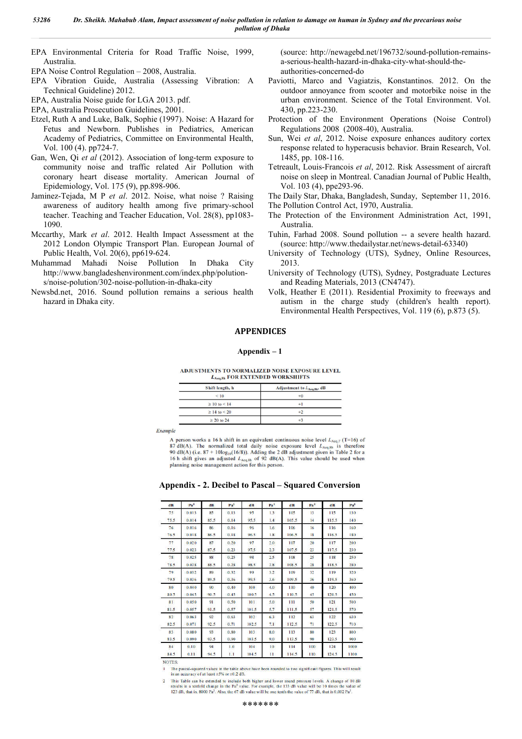EPA Environmental Criteria for Road Traffic Noise, 1999, Australia.

EPA Noise Control Regulation – 2008, Australia.

EPA Vibration Guide, Australia (Assessing Vibration: A Technical Guideline) 2012.

EPA, Australia Noise guide for LGA 2013. pdf.

EPA, Australia Prosecution Guidelines, 2001.

Etzel, Ruth A and Luke, Balk, Sophie (1997). Noise: A Hazard for Fetus and Newborn. Publishes in Pediatrics, American Academy of Pediatrics, Committee on Environmental Health, Vol. 100 (4). pp724-7.

Gan, Wen, Qi *et al* (2012). Association of long-term exposure to community noise and traffic related Air Pollution with coronary heart disease mortality. American Journal of Epidemiology, Vol. 175 (9), pp.898-906.

Jaminez-Tejada, M P *et al*. 2012. Noise, what noise ? Raising awareness of auditory health among five primary-school teacher. Teaching and Teacher Education, Vol. 28(8), pp1083-1090.

Mccarthy, Mark *et al*. 2012. Health Impact Assessment at the 2012 London Olympic Transport Plan. European Journal of Public Health, Vol. 20(6), pp619-624.

Muhammad Mahadi Noise Pollution In Dhaka City http://www.bangladeshenvironment.com/index.php/polution-s/noise-polution/302-noise-pollution-in-dhaka-city

Newsbd.net, 2016. Sound pollution remains a serious health hazard in Dhaka city. (source: http://newagebd.net/196732/sound-pollution-remains-a-serious-health-hazard-in-dhaka-city-what-should-the-authorities-concerned-do

Paviotti, Marco and Vagiatzis, Konstantinos. 2012. On the outdoor annoyance from scooter and motorbike noise in the urban environment. Science of the Total Environment. Vol. 430, pp.223-230.

Protection of the Environment Operations (Noise Control) Regulations 2008 (2008-40), Australia.

Sun, Wei *et al*, 2012. Noise exposure enhances auditory cortex response related to hyperacusis behavior. Brain Research, Vol. 1485, pp. 108-116.

Tetreault, Louis-Francois *et al*, 2012. Risk Assessment of aircraft noise on sleep in Montreal. Canadian Journal of Public Health, Vol. 103 (4), ppe293-96.

The Daily Star, Dhaka, Bangladesh, Sunday, September 11, 2016.

The Pollution Control Act, 1970, Australia.

The Protection of the Environment Administration Act, 1991, Australia.

Tuhin, Farhad 2008. Sound pollution -- a severe health hazard. (source: http://www.thedailystar.net/news-detail-63340)

University of Technology (UTS), Sydney, Online Resources, 2013.

University of Technology (UTS), Sydney, Postgraduate Lectures and Reading Materials, 2013 (CN4747).

Volk, Heather E (2011). Residential Proximity to freeways and autism in the charge study (children's health report). Environmental Health Perspectives, Vol. 119 (6), p.873 (5).

## APPENDICES

### Appendix – 1

**ADJUSTMENTS TO NORMALIZED NOISE EXPOSURE LEVEL $L_{Aeq,8h}$ FOR EXTENDED WORKSHIFTS**

| Shift length, h | Adjustment to $L_{Aeq,8h}$, dB |
|---|---|
| < 10 | +0 |
| ≥ 10 to < 14 | +1 |
| ≥ 14 to < 20 | +2 |
| ≥ 20 to 24 | +3 |

*Example*

A person works a 16 h shift in an equivalent continuous noise level $L_{Aeq,T}$ (T=16) of 87 dB(A). The normalized total daily noise exposure level $L_{Aeq,8h}$ is therefore 90 dB(A) (i.e. $87 + 10\log_{10}(16/8)$). Adding the 2 dB adjustment given in Table 2 for a 16 h shift gives an adjusted $L_{Aeq,8h}$ of 92 dB(A). This value should be used when planning noise management action for this person.

### Appendix - 2. Decibel to Pascal – Squared Conversion

| dB | Pa² | dB | Pa² | dB | Pa² | dB | Pa² | dB | Pa² |
|---|---|---|---|---|---|---|---|---|---|
| 75 | 0.013 | 85 | 0.13 | 95 | 1.3 | 105 | 13 | 115 | 130 |
| 75.5 | 0.014 | 85.5 | 0.14 | 95.5 | 1.4 | 105.5 | 14 | 115.5 | 140 |
| 76 | 0.016 | 86 | 0.16 | 96 | 1.6 | 106 | 16 | 116 | 160 |
| 76.5 | 0.018 | 86.5 | 0.18 | 96.5 | 1.8 | 106.5 | 18 | 116.5 | 180 |
| 77 | 0.020 | 87 | 0.20 | 97 | 2.0 | 107 | 20 | 117 | 200 |
| 77.5 | 0.023 | 87.5 | 0.23 | 97.5 | 2.3 | 107.5 | 23 | 117.5 | 230 |
| 78 | 0.025 | 88 | 0.25 | 98 | 2.5 | 108 | 25 | 118 | 250 |
| 78.5 | 0.028 | 88.5 | 0.28 | 98.5 | 2.8 | 108.5 | 28 | 118.5 | 280 |
| 79 | 0.032 | 89 | 0.32 | 99 | 3.2 | 109 | 32 | 119 | 320 |
| 79.5 | 0.036 | 89.5 | 0.36 | 99.5 | 3.6 | 109.5 | 36 | 119.5 | 360 |
| 80 | 0.040 | 90 | 0.40 | 100 | 4.0 | 110 | 40 | 120 | 400 |
| 80.5 | 0.045 | 90.5 | 0.45 | 100.5 | 4.5 | 110.5 | 45 | 120.5 | 450 |
| 81 | 0.050 | 91 | 0.50 | 101 | 5.0 | 111 | 50 | 121 | 500 |
| 81.5 | 0.057 | 91.5 | 0.57 | 101.5 | 5.7 | 111.5 | 57 | 121.5 | 570 |
| 82 | 0.063 | 92 | 0.63 | 102 | 6.3 | 112 | 63 | 122 | 630 |
| 82.5 | 0.071 | 92.5 | 0.71 | 102.5 | 7.1 | 112.5 | 71 | 122.5 | 710 |
| 83 | 0.080 | 93 | 0.80 | 103 | 8.0 | 113 | 80 | 123 | 800 |
| 83.5 | 0.090 | 93.5 | 0.90 | 103.5 | 9.0 | 113.5 | 90 | 123.5 | 900 |
| 84 | 0.10 | 94 | 1.0 | 104 | 10 | 114 | 100 | 124 | 1000 |
| 84.5 | 0.11 | 94.5 | 1.1 | 104.5 | 11 | 114.5 | 110 | 124.5 | 1100 |

NOTES:

1. The pascal-squared values in the table above have been rounded to two significant figures. This will result in an accuracy of at least ±5% or ±0.2 dB.
2. This Table can be extended to include both higher and lower sound pressure levels. A change of 10 dB results in a tenfold change in the Pa² value. For example, the 133 dB value will be 10 times the value of 123 dB, that is, 8000 Pa². Also, the 67 dB value will be one tenth the value of 77 dB, that is 0.002 Pa².

*******